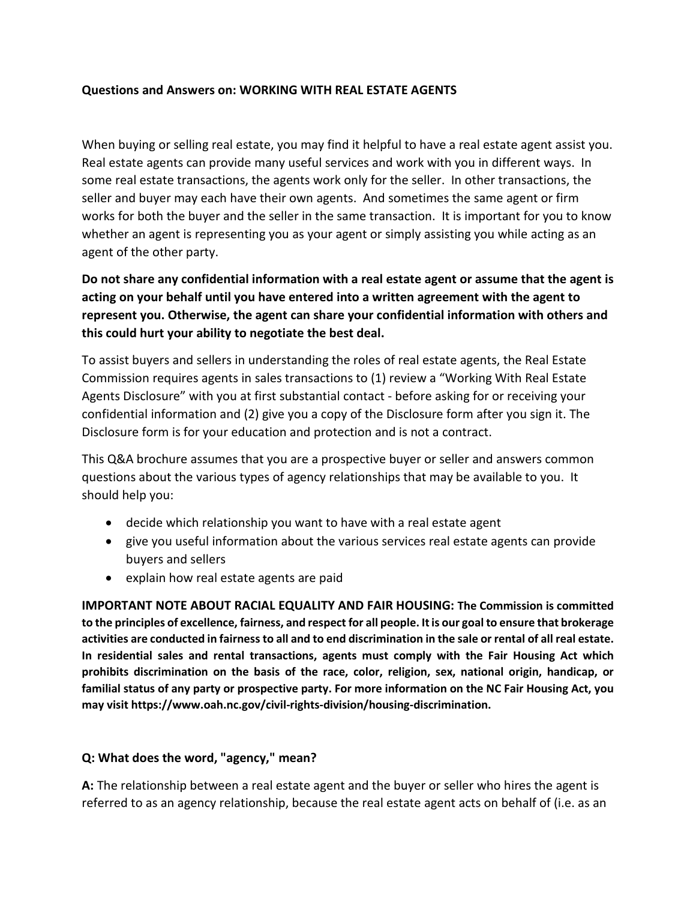# Questions and Answers on: WORKING WITH REAL ESTATE AGENTS

When buying or selling real estate, you may find it helpful to have a real estate agent assist you. Real estate agents can provide many useful services and work with you in different ways. In some real estate transactions, the agents work only for the seller. In other transactions, the seller and buyer may each have their own agents. And sometimes the same agent or firm works for both the buyer and the seller in the same transaction. It is important for you to know whether an agent is representing you as your agent or simply assisting you while acting as an agent of the other party.

**Do not share any confidential information with a real estate agent or assume that the agent is acting on your behalf until you have entered into a written agreement with the agent to represent you. Otherwise, the agent can share your confidential information with others and this could hurt your ability to negotiate the best deal.**

To assist buyers and sellers in understanding the roles of real estate agents, the Real Estate Commission requires agents in sales transactions to (1) review a "Working With Real Estate Agents Disclosure" with you at first substantial contact - before asking for or receiving your confidential information and (2) give you a copy of the Disclosure form after you sign it. The Disclosure form is for your education and protection and is not a contract.

This Q&A brochure assumes that you are a prospective buyer or seller and answers common questions about the various types of agency relationships that may be available to you. It should help you:

- decide which relationship you want to have with a real estate agent
- give you useful information about the various services real estate agents can provide buyers and sellers
- explain how real estate agents are paid

**IMPORTANT NOTE ABOUT RACIAL EQUALITY AND FAIR HOUSING: The Commission is committed to the principles of excellence, fairness, and respect for all people. It is our goal to ensure that brokerage activities are conducted in fairness to all and to end discrimination in the sale or rental of all real estate. In residential sales and rental transactions, agents must comply with the Fair Housing Act which prohibits discrimination on the basis of the race, color, religion, sex, national origin, handicap, or familial status of any party or prospective party. For more information on the NC Fair Housing Act, you may visit https://www.oah.nc.gov/civil-rights-division/housing-discrimination.**

**Q: What does the word, "agency," mean?**

**A:** The relationship between a real estate agent and the buyer or seller who hires the agent is referred to as an agency relationship, because the real estate agent acts on behalf of (i.e. as an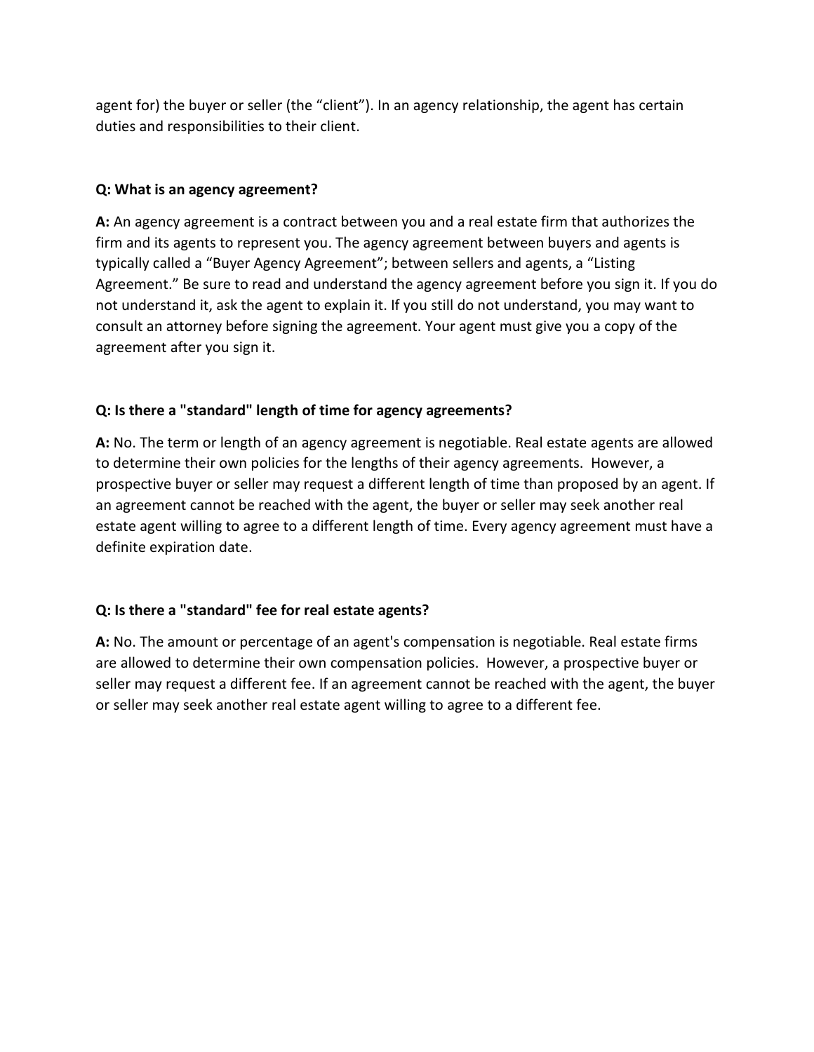agent for) the buyer or seller (the "client"). In an agency relationship, the agent has certain duties and responsibilities to their client.

**Q: What is an agency agreement?**

**A:** An agency agreement is a contract between you and a real estate firm that authorizes the firm and its agents to represent you. The agency agreement between buyers and agents is typically called a "Buyer Agency Agreement"; between sellers and agents, a "Listing Agreement." Be sure to read and understand the agency agreement before you sign it. If you do not understand it, ask the agent to explain it. If you still do not understand, you may want to consult an attorney before signing the agreement. Your agent must give you a copy of the agreement after you sign it.

**Q: Is there a "standard" length of time for agency agreements?**

**A:** No. The term or length of an agency agreement is negotiable. Real estate agents are allowed to determine their own policies for the lengths of their agency agreements. However, a prospective buyer or seller may request a different length of time than proposed by an agent. If an agreement cannot be reached with the agent, the buyer or seller may seek another real estate agent willing to agree to a different length of time. Every agency agreement must have a definite expiration date.

**Q: Is there a "standard" fee for real estate agents?**

**A:** No. The amount or percentage of an agent's compensation is negotiable. Real estate firms are allowed to determine their own compensation policies. However, a prospective buyer or seller may request a different fee. If an agreement cannot be reached with the agent, the buyer or seller may seek another real estate agent willing to agree to a different fee.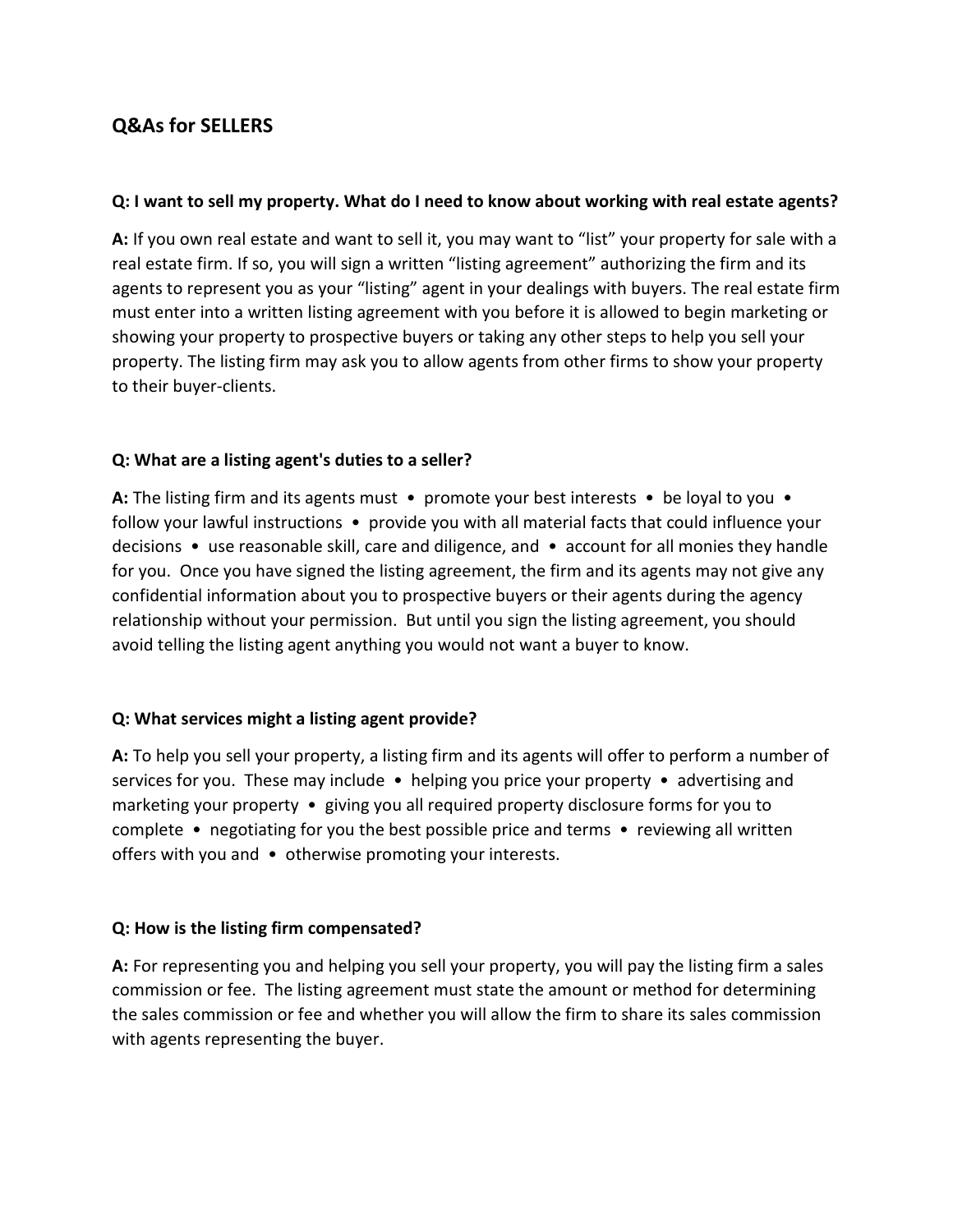## Q&As for SELLERS

**Q: I want to sell my property. What do I need to know about working with real estate agents?**

**A:** If you own real estate and want to sell it, you may want to "list" your property for sale with a real estate firm. If so, you will sign a written "listing agreement" authorizing the firm and its agents to represent you as your "listing" agent in your dealings with buyers. The real estate firm must enter into a written listing agreement with you before it is allowed to begin marketing or showing your property to prospective buyers or taking any other steps to help you sell your property. The listing firm may ask you to allow agents from other firms to show your property to their buyer-clients.

**Q: What are a listing agent's duties to a seller?**

**A:** The listing firm and its agents must • promote your best interests • be loyal to you • follow your lawful instructions • provide you with all material facts that could influence your decisions • use reasonable skill, care and diligence, and • account for all monies they handle for you. Once you have signed the listing agreement, the firm and its agents may not give any confidential information about you to prospective buyers or their agents during the agency relationship without your permission. But until you sign the listing agreement, you should avoid telling the listing agent anything you would not want a buyer to know.

**Q: What services might a listing agent provide?**

**A:** To help you sell your property, a listing firm and its agents will offer to perform a number of services for you. These may include • helping you price your property • advertising and marketing your property • giving you all required property disclosure forms for you to complete • negotiating for you the best possible price and terms • reviewing all written offers with you and • otherwise promoting your interests.

**Q: How is the listing firm compensated?**

**A:** For representing you and helping you sell your property, you will pay the listing firm a sales commission or fee. The listing agreement must state the amount or method for determining the sales commission or fee and whether you will allow the firm to share its sales commission with agents representing the buyer.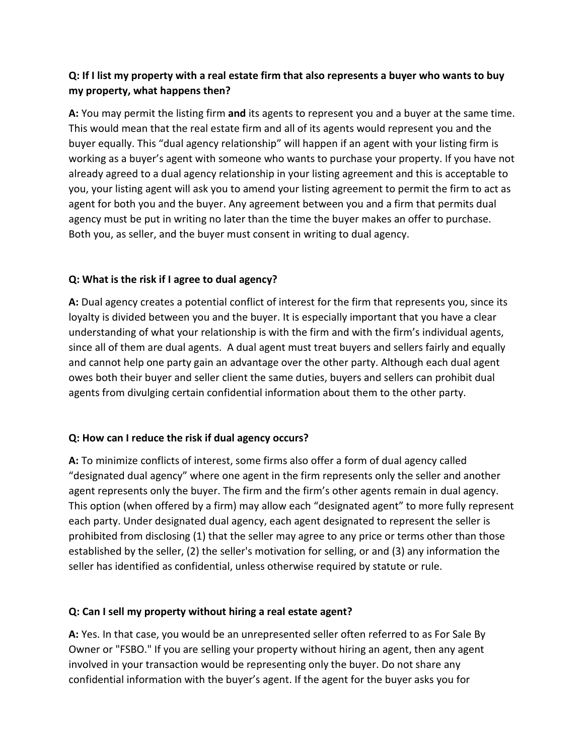**Q: If I list my property with a real estate firm that also represents a buyer who wants to buy my property, what happens then?**

**A:** You may permit the listing firm **and** its agents to represent you and a buyer at the same time. This would mean that the real estate firm and all of its agents would represent you and the buyer equally. This "dual agency relationship" will happen if an agent with your listing firm is working as a buyer's agent with someone who wants to purchase your property. If you have not already agreed to a dual agency relationship in your listing agreement and this is acceptable to you, your listing agent will ask you to amend your listing agreement to permit the firm to act as agent for both you and the buyer. Any agreement between you and a firm that permits dual agency must be put in writing no later than the time the buyer makes an offer to purchase. Both you, as seller, and the buyer must consent in writing to dual agency.

**Q: What is the risk if I agree to dual agency?**

**A:** Dual agency creates a potential conflict of interest for the firm that represents you, since its loyalty is divided between you and the buyer. It is especially important that you have a clear understanding of what your relationship is with the firm and with the firm's individual agents, since all of them are dual agents. A dual agent must treat buyers and sellers fairly and equally and cannot help one party gain an advantage over the other party. Although each dual agent owes both their buyer and seller client the same duties, buyers and sellers can prohibit dual agents from divulging certain confidential information about them to the other party.

**Q: How can I reduce the risk if dual agency occurs?**

**A:** To minimize conflicts of interest, some firms also offer a form of dual agency called "designated dual agency" where one agent in the firm represents only the seller and another agent represents only the buyer. The firm and the firm's other agents remain in dual agency. This option (when offered by a firm) may allow each "designated agent" to more fully represent each party. Under designated dual agency, each agent designated to represent the seller is prohibited from disclosing (1) that the seller may agree to any price or terms other than those established by the seller, (2) the seller's motivation for selling, or and (3) any information the seller has identified as confidential, unless otherwise required by statute or rule.

**Q: Can I sell my property without hiring a real estate agent?**

**A:** Yes. In that case, you would be an unrepresented seller often referred to as For Sale By Owner or "FSBO." If you are selling your property without hiring an agent, then any agent involved in your transaction would be representing only the buyer. Do not share any confidential information with the buyer's agent. If the agent for the buyer asks you for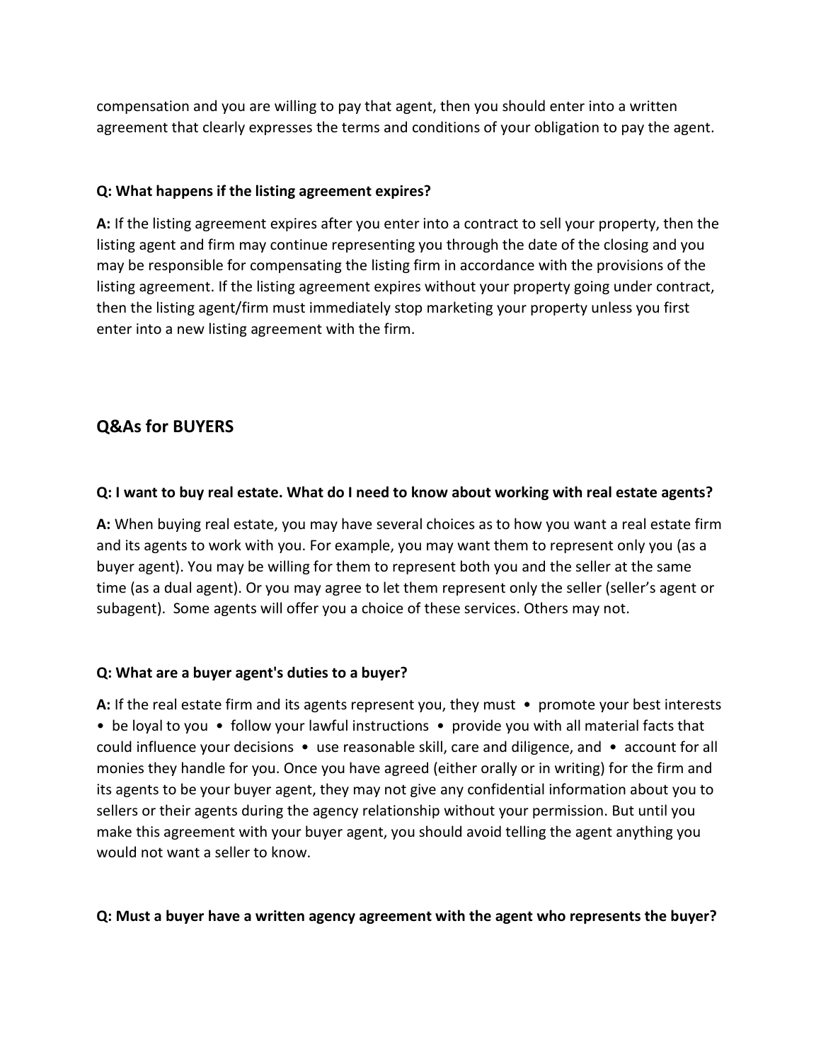compensation and you are willing to pay that agent, then you should enter into a written agreement that clearly expresses the terms and conditions of your obligation to pay the agent.

**Q: What happens if the listing agreement expires?**

**A:** If the listing agreement expires after you enter into a contract to sell your property, then the listing agent and firm may continue representing you through the date of the closing and you may be responsible for compensating the listing firm in accordance with the provisions of the listing agreement. If the listing agreement expires without your property going under contract, then the listing agent/firm must immediately stop marketing your property unless you first enter into a new listing agreement with the firm.

## Q&As for BUYERS

**Q: I want to buy real estate. What do I need to know about working with real estate agents?**

**A:** When buying real estate, you may have several choices as to how you want a real estate firm and its agents to work with you. For example, you may want them to represent only you (as a buyer agent). You may be willing for them to represent both you and the seller at the same time (as a dual agent). Or you may agree to let them represent only the seller (seller's agent or subagent). Some agents will offer you a choice of these services. Others may not.

**Q: What are a buyer agent's duties to a buyer?**

**A:** If the real estate firm and its agents represent you, they must • promote your best interests • be loyal to you • follow your lawful instructions • provide you with all material facts that could influence your decisions • use reasonable skill, care and diligence, and • account for all monies they handle for you. Once you have agreed (either orally or in writing) for the firm and its agents to be your buyer agent, they may not give any confidential information about you to sellers or their agents during the agency relationship without your permission. But until you make this agreement with your buyer agent, you should avoid telling the agent anything you would not want a seller to know.

**Q: Must a buyer have a written agency agreement with the agent who represents the buyer?**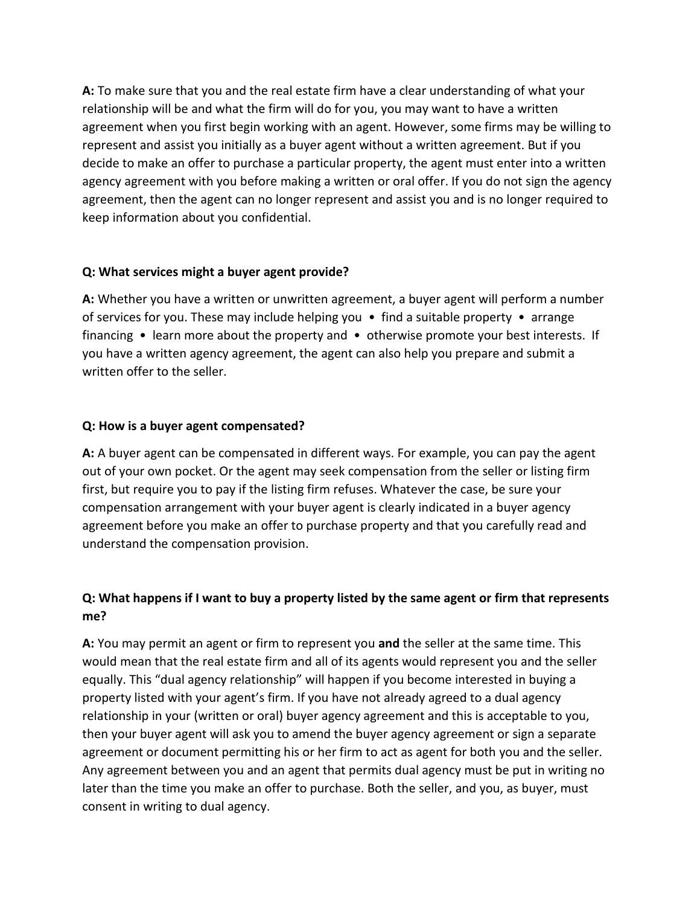**A:** To make sure that you and the real estate firm have a clear understanding of what your relationship will be and what the firm will do for you, you may want to have a written agreement when you first begin working with an agent. However, some firms may be willing to represent and assist you initially as a buyer agent without a written agreement. But if you decide to make an offer to purchase a particular property, the agent must enter into a written agency agreement with you before making a written or oral offer. If you do not sign the agency agreement, then the agent can no longer represent and assist you and is no longer required to keep information about you confidential.

**Q: What services might a buyer agent provide?**

**A:** Whether you have a written or unwritten agreement, a buyer agent will perform a number of services for you. These may include helping you • find a suitable property • arrange financing • learn more about the property and • otherwise promote your best interests. If you have a written agency agreement, the agent can also help you prepare and submit a written offer to the seller.

**Q: How is a buyer agent compensated?**

**A:** A buyer agent can be compensated in different ways. For example, you can pay the agent out of your own pocket. Or the agent may seek compensation from the seller or listing firm first, but require you to pay if the listing firm refuses. Whatever the case, be sure your compensation arrangement with your buyer agent is clearly indicated in a buyer agency agreement before you make an offer to purchase property and that you carefully read and understand the compensation provision.

**Q: What happens if I want to buy a property listed by the same agent or firm that represents me?**

**A:** You may permit an agent or firm to represent you **and** the seller at the same time. This would mean that the real estate firm and all of its agents would represent you and the seller equally. This "dual agency relationship" will happen if you become interested in buying a property listed with your agent's firm. If you have not already agreed to a dual agency relationship in your (written or oral) buyer agency agreement and this is acceptable to you, then your buyer agent will ask you to amend the buyer agency agreement or sign a separate agreement or document permitting his or her firm to act as agent for both you and the seller. Any agreement between you and an agent that permits dual agency must be put in writing no later than the time you make an offer to purchase. Both the seller, and you, as buyer, must consent in writing to dual agency.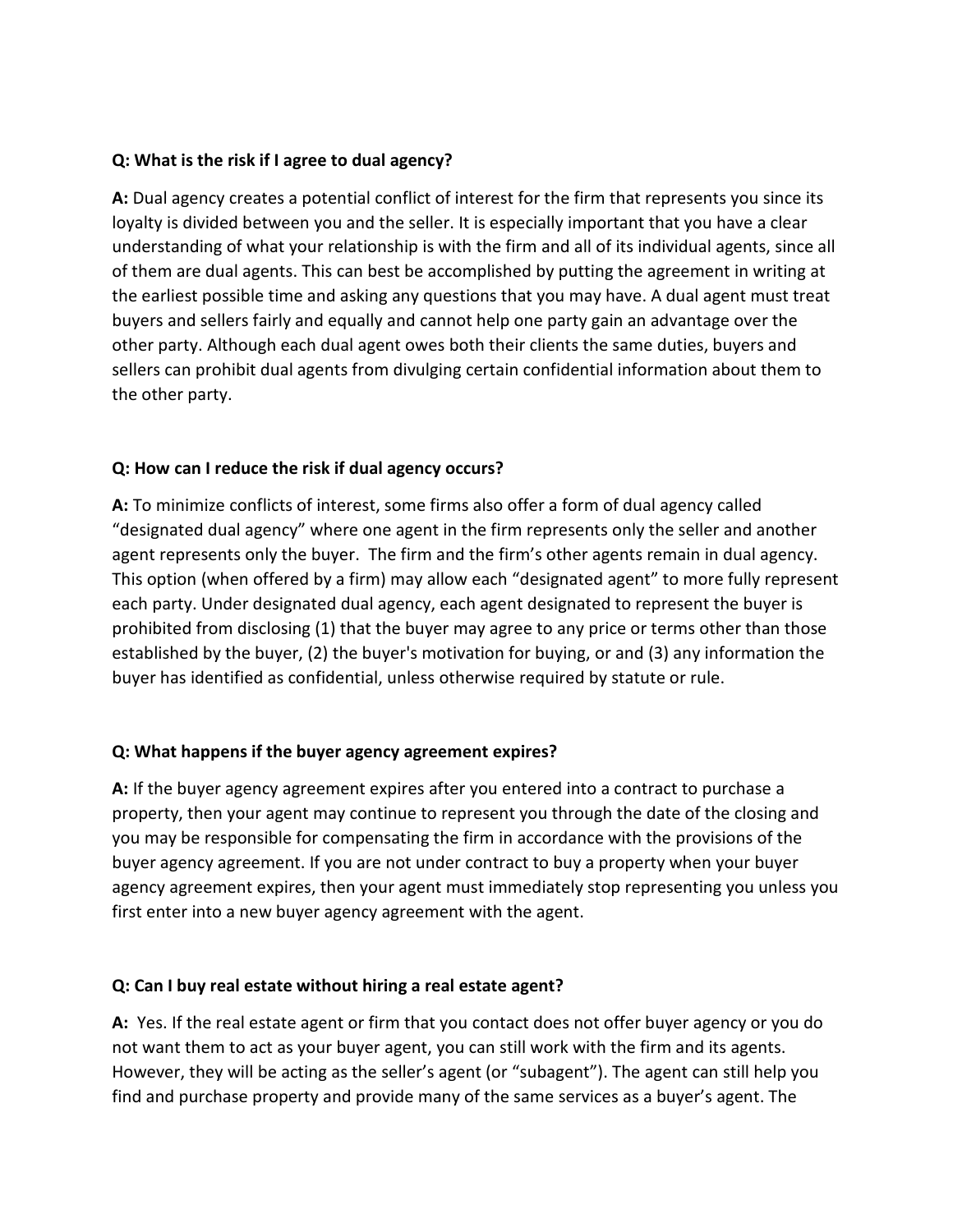**Q: What is the risk if I agree to dual agency?**

**A:** Dual agency creates a potential conflict of interest for the firm that represents you since its loyalty is divided between you and the seller. It is especially important that you have a clear understanding of what your relationship is with the firm and all of its individual agents, since all of them are dual agents. This can best be accomplished by putting the agreement in writing at the earliest possible time and asking any questions that you may have. A dual agent must treat buyers and sellers fairly and equally and cannot help one party gain an advantage over the other party. Although each dual agent owes both their clients the same duties, buyers and sellers can prohibit dual agents from divulging certain confidential information about them to the other party.

**Q: How can I reduce the risk if dual agency occurs?**

**A:** To minimize conflicts of interest, some firms also offer a form of dual agency called "designated dual agency" where one agent in the firm represents only the seller and another agent represents only the buyer. The firm and the firm's other agents remain in dual agency. This option (when offered by a firm) may allow each "designated agent" to more fully represent each party. Under designated dual agency, each agent designated to represent the buyer is prohibited from disclosing (1) that the buyer may agree to any price or terms other than those established by the buyer, (2) the buyer's motivation for buying, or and (3) any information the buyer has identified as confidential, unless otherwise required by statute or rule.

**Q: What happens if the buyer agency agreement expires?**

**A:** If the buyer agency agreement expires after you entered into a contract to purchase a property, then your agent may continue to represent you through the date of the closing and you may be responsible for compensating the firm in accordance with the provisions of the buyer agency agreement. If you are not under contract to buy a property when your buyer agency agreement expires, then your agent must immediately stop representing you unless you first enter into a new buyer agency agreement with the agent.

**Q: Can I buy real estate without hiring a real estate agent?**

**A:** Yes. If the real estate agent or firm that you contact does not offer buyer agency or you do not want them to act as your buyer agent, you can still work with the firm and its agents. However, they will be acting as the seller's agent (or "subagent"). The agent can still help you find and purchase property and provide many of the same services as a buyer's agent. The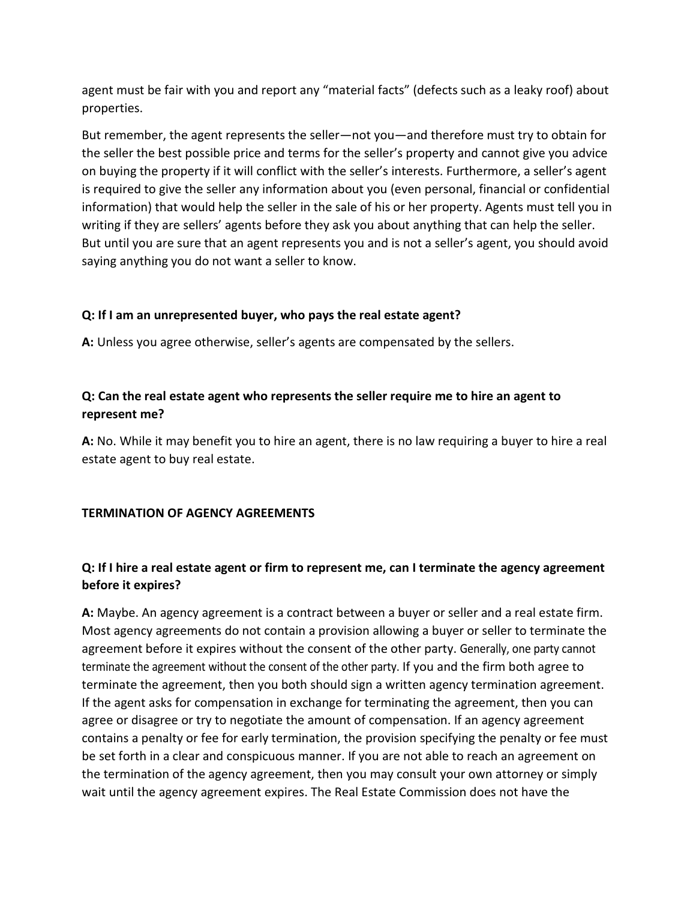agent must be fair with you and report any "material facts" (defects such as a leaky roof) about properties.

But remember, the agent represents the seller—not you—and therefore must try to obtain for the seller the best possible price and terms for the seller's property and cannot give you advice on buying the property if it will conflict with the seller's interests. Furthermore, a seller's agent is required to give the seller any information about you (even personal, financial or confidential information) that would help the seller in the sale of his or her property. Agents must tell you in writing if they are sellers' agents before they ask you about anything that can help the seller. But until you are sure that an agent represents you and is not a seller's agent, you should avoid saying anything you do not want a seller to know.

**Q: If I am an unrepresented buyer, who pays the real estate agent?**

**A:** Unless you agree otherwise, seller's agents are compensated by the sellers.

**Q: Can the real estate agent who represents the seller require me to hire an agent to represent me?**

**A:** No. While it may benefit you to hire an agent, there is no law requiring a buyer to hire a real estate agent to buy real estate.

**TERMINATION OF AGENCY AGREEMENTS**

**Q: If I hire a real estate agent or firm to represent me, can I terminate the agency agreement before it expires?**

**A:** Maybe. An agency agreement is a contract between a buyer or seller and a real estate firm. Most agency agreements do not contain a provision allowing a buyer or seller to terminate the agreement before it expires without the consent of the other party. Generally, one party cannot terminate the agreement without the consent of the other party. If you and the firm both agree to terminate the agreement, then you both should sign a written agency termination agreement. If the agent asks for compensation in exchange for terminating the agreement, then you can agree or disagree or try to negotiate the amount of compensation. If an agency agreement contains a penalty or fee for early termination, the provision specifying the penalty or fee must be set forth in a clear and conspicuous manner. If you are not able to reach an agreement on the termination of the agency agreement, then you may consult your own attorney or simply wait until the agency agreement expires. The Real Estate Commission does not have the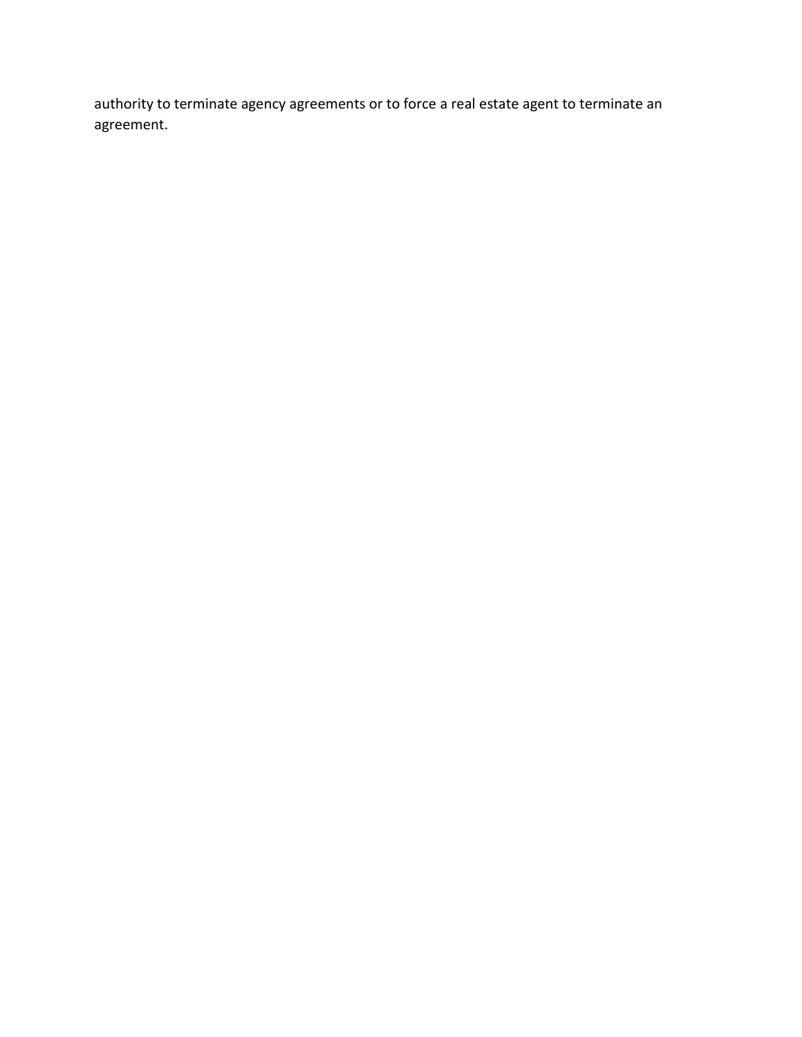authority to terminate agency agreements or to force a real estate agent to terminate an agreement.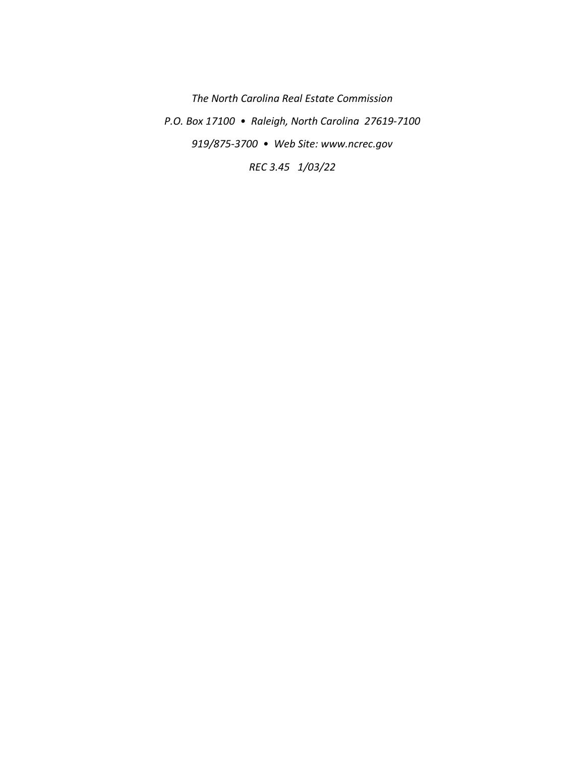*The North Carolina Real Estate Commission*

*P.O. Box 17100 • Raleigh, North Carolina 27619-7100*

*919/875-3700 • Web Site: www.ncrec.gov*

*REC 3.45 1/03/22*